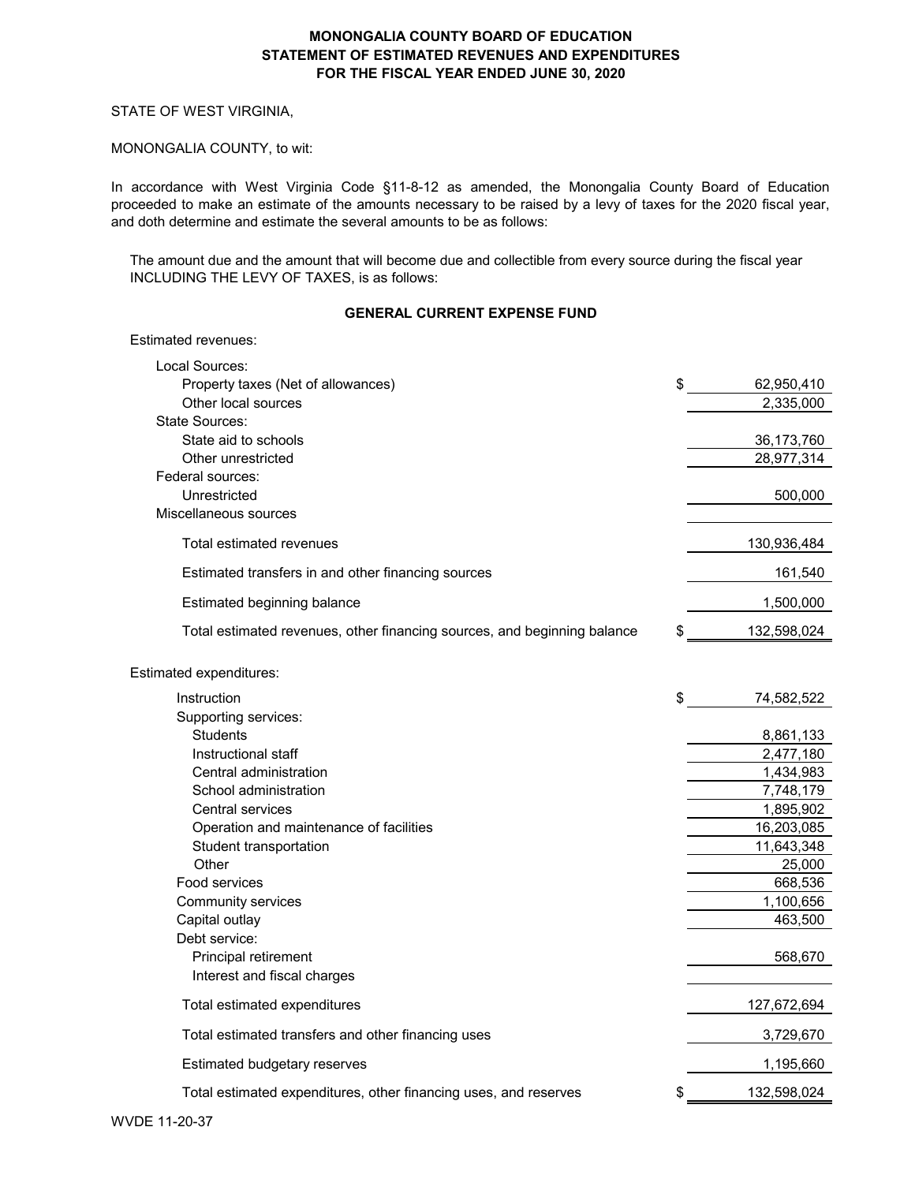**MONONGALIA COUNTY BOARD OF EDUCATION**
**STATEMENT OF ESTIMATED REVENUES AND EXPENDITURES**
**FOR THE FISCAL YEAR ENDED JUNE 30, 2020**

STATE OF WEST VIRGINIA,

MONONGALIA COUNTY, to wit:

In accordance with West Virginia Code §11-8-12 as amended, the Monongalia County Board of Education proceeded to make an estimate of the amounts necessary to be raised by a levy of taxes for the 2020 fiscal year, and doth determine and estimate the several amounts to be as follows:

The amount due and the amount that will become due and collectible from every source during the fiscal year INCLUDING THE LEVY OF TAXES, is as follows:

**GENERAL CURRENT EXPENSE FUND**

| | |
|---|---|
| **Estimated revenues:** | |
| Local Sources: | |
| Property taxes (Net of allowances) | $ 62,950,410 |
| Other local sources | 2,335,000 |
| State Sources: | |
| State aid to schools | 36,173,760 |
| Other unrestricted | 28,977,314 |
| Federal sources: | |
| Unrestricted | 500,000 |
| Miscellaneous sources | |
| Total estimated revenues | 130,936,484 |
| Estimated transfers in and other financing sources | 161,540 |
| Estimated beginning balance | 1,500,000 |
| Total estimated revenues, other financing sources, and beginning balance | $ 132,598,024 |
| **Estimated expenditures:** | |
| Instruction | $ 74,582,522 |
| Supporting services: | |
| Students | 8,861,133 |
| Instructional staff | 2,477,180 |
| Central administration | 1,434,983 |
| School administration | 7,748,179 |
| Central services | 1,895,902 |
| Operation and maintenance of facilities | 16,203,085 |
| Student transportation | 11,643,348 |
| Other | 25,000 |
| Food services | 668,536 |
| Community services | 1,100,656 |
| Capital outlay | 463,500 |
| Debt service: | |
| Principal retirement | 568,670 |
| Interest and fiscal charges | |
| Total estimated expenditures | 127,672,694 |
| Total estimated transfers and other financing uses | 3,729,670 |
| Estimated budgetary reserves | 1,195,660 |
| Total estimated expenditures, other financing uses, and reserves | $ 132,598,024 |

WVDE 11-20-37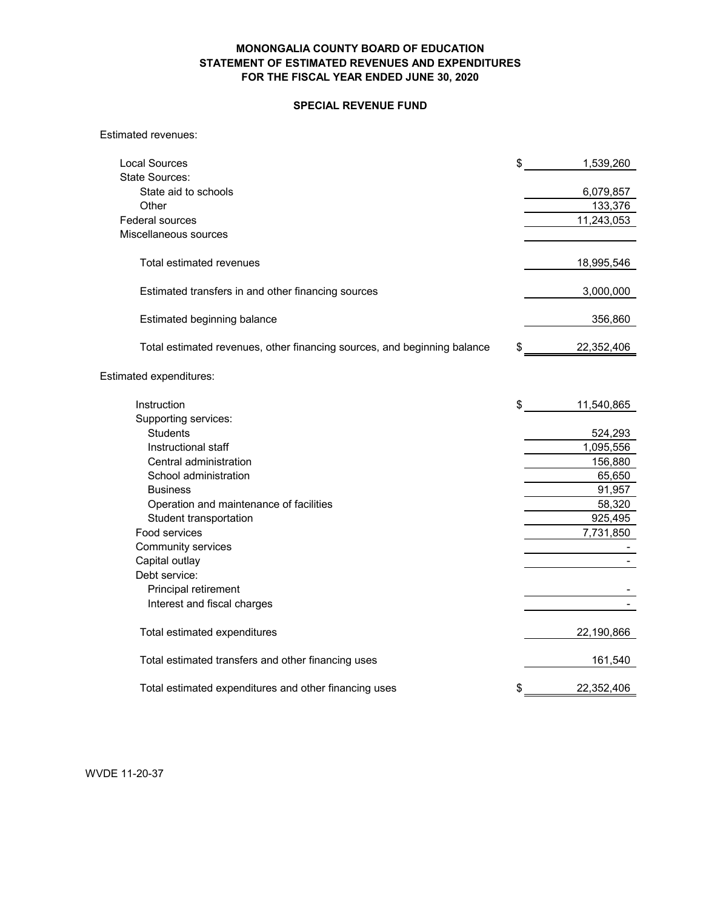**MONONGALIA COUNTY BOARD OF EDUCATION**
**STATEMENT OF ESTIMATED REVENUES AND EXPENDITURES**
**FOR THE FISCAL YEAR ENDED JUNE 30, 2020**

**SPECIAL REVENUE FUND**

| | |
|---|---|
| **Estimated revenues:** | |
| Local Sources | $ 1,539,260 |
| State Sources: | |
| State aid to schools | 6,079,857 |
| Other | 133,376 |
| Federal sources | 11,243,053 |
| Miscellaneous sources | |
| Total estimated revenues | 18,995,546 |
| Estimated transfers in and other financing sources | 3,000,000 |
| Estimated beginning balance | 356,860 |
| Total estimated revenues, other financing sources, and beginning balance | $ 22,352,406 |
| **Estimated expenditures:** | |
| Instruction | $ 11,540,865 |
| Supporting services: | |
| Students | 524,293 |
| Instructional staff | 1,095,556 |
| Central administration | 156,880 |
| School administration | 65,650 |
| Business | 91,957 |
| Operation and maintenance of facilities | 58,320 |
| Student transportation | 925,495 |
| Food services | 7,731,850 |
| Community services | - |
| Capital outlay | - |
| Debt service: | |
| Principal retirement | - |
| Interest and fiscal charges | - |
| Total estimated expenditures | 22,190,866 |
| Total estimated transfers and other financing uses | 161,540 |
| Total estimated expenditures and other financing uses | $ 22,352,406 |

WVDE 11-20-37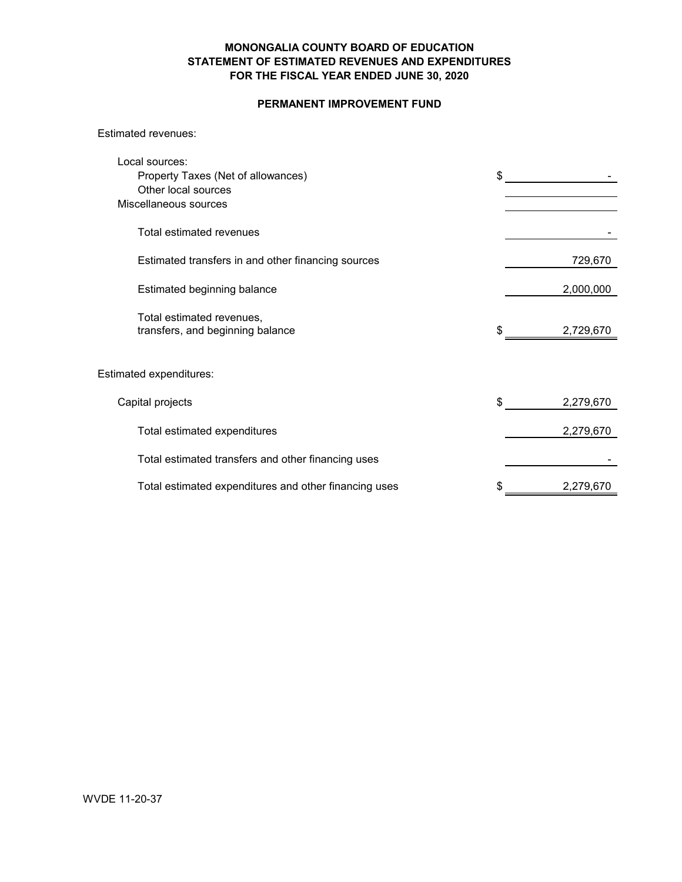# MONONGALIA COUNTY BOARD OF EDUCATION
## STATEMENT OF ESTIMATED REVENUES AND EXPENDITURES
## FOR THE FISCAL YEAR ENDED JUNE 30, 2020

### PERMANENT IMPROVEMENT FUND

| | |
|---|---|
| **Estimated revenues:** | |
| Local sources: | |
| Property Taxes (Net of allowances) | $ - |
| Other local sources | |
| Miscellaneous sources | |
| Total estimated revenues | - |
| Estimated transfers in and other financing sources | 729,670 |
| Estimated beginning balance | 2,000,000 |
| Total estimated revenues, transfers, and beginning balance | $ 2,729,670 |
| **Estimated expenditures:** | |
| Capital projects | $ 2,279,670 |
| Total estimated expenditures | 2,279,670 |
| Total estimated transfers and other financing uses | - |
| Total estimated expenditures and other financing uses | $ 2,279,670 |

WVDE 11-20-37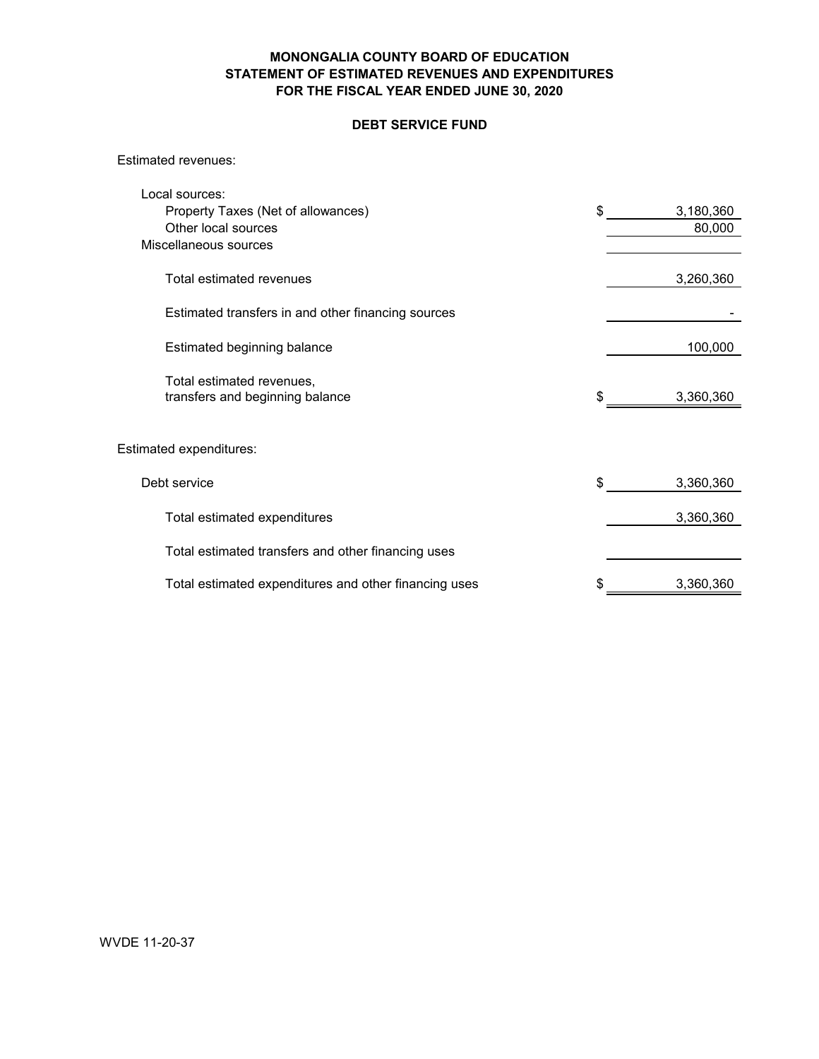# MONONGALIA COUNTY BOARD OF EDUCATION
## STATEMENT OF ESTIMATED REVENUES AND EXPENDITURES
## FOR THE FISCAL YEAR ENDED JUNE 30, 2020

### DEBT SERVICE FUND

| | | |
|---|---|---|
| **Estimated revenues:** | | |
| Local sources: | | |
| Property Taxes (Net of allowances) | $ | 3,180,360 |
| Other local sources | | 80,000 |
| Miscellaneous sources | | |
| Total estimated revenues | | 3,260,360 |
| Estimated transfers in and other financing sources | | - |
| Estimated beginning balance | | 100,000 |
| Total estimated revenues, transfers and beginning balance | $ | 3,360,360 |
| **Estimated expenditures:** | | |
| Debt service | $ | 3,360,360 |
| Total estimated expenditures | | 3,360,360 |
| Total estimated transfers and other financing uses | | |
| Total estimated expenditures and other financing uses | $ | 3,360,360 |

WVDE 11-20-37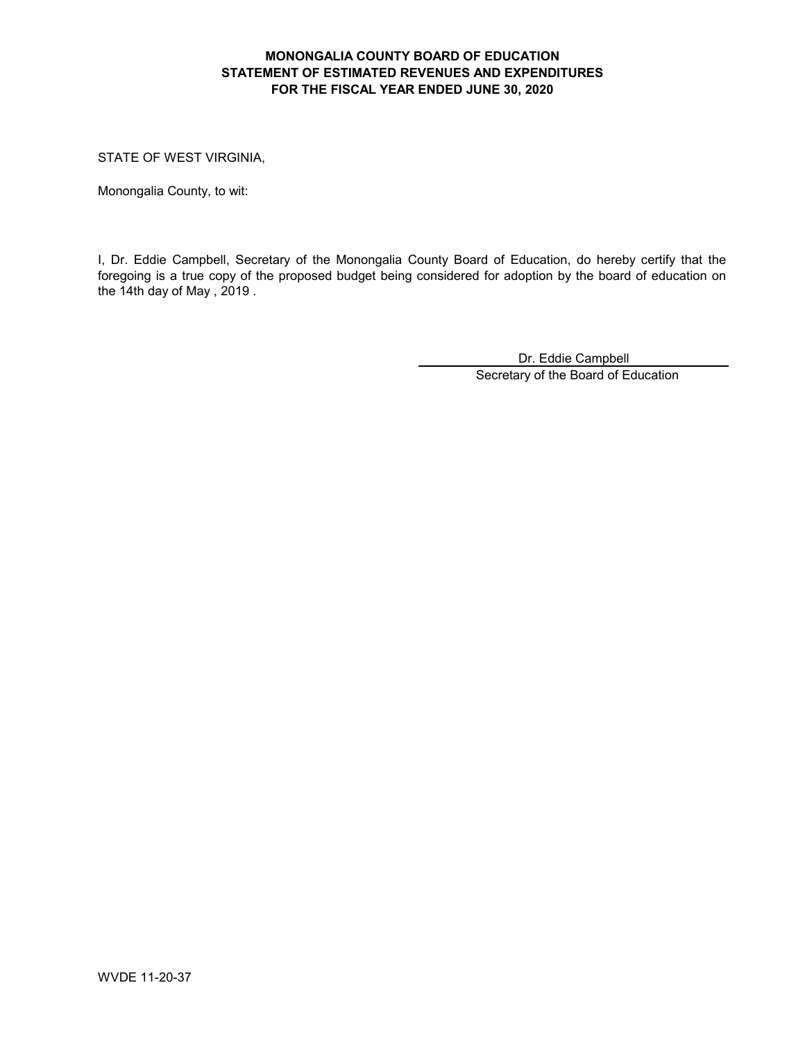**MONONGALIA COUNTY BOARD OF EDUCATION**
**STATEMENT OF ESTIMATED REVENUES AND EXPENDITURES**
**FOR THE FISCAL YEAR ENDED JUNE 30, 2020**

STATE OF WEST VIRGINIA,

Monongalia County, to wit:

I, Dr. Eddie Campbell, Secretary of the Monongalia County Board of Education, do hereby certify that the foregoing is a true copy of the proposed budget being considered for adoption by the board of education on the 14th day of May , 2019 .

Dr. Eddie Campbell
Secretary of the Board of Education

WVDE 11-20-37